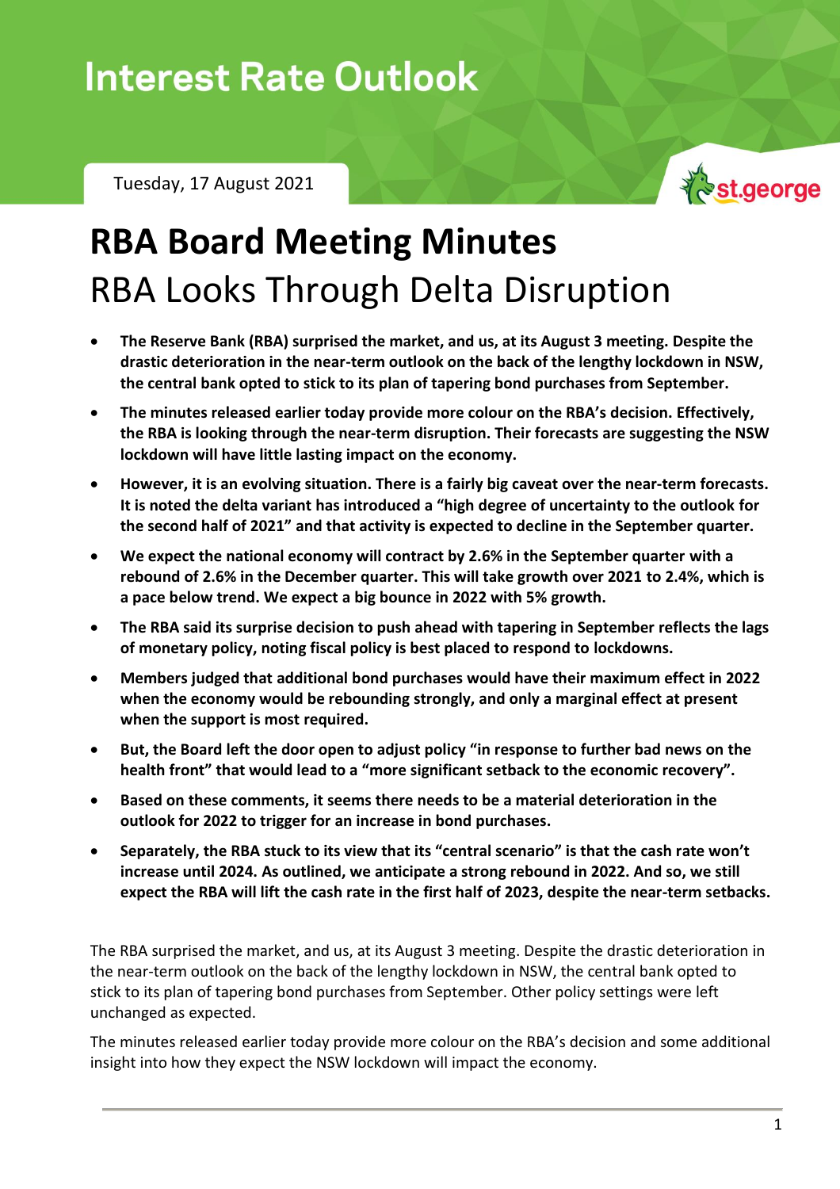# Interest Rate Outlook

Tuesday, 17 August 2021

st.george

# RBA Board Meeting Minutes

## RBA Looks Through Delta Disruption

- **The Reserve Bank (RBA) surprised the market, and us, at its August 3 meeting. Despite the drastic deterioration in the near-term outlook on the back of the lengthy lockdown in NSW, the central bank opted to stick to its plan of tapering bond purchases from September.**
- **The minutes released earlier today provide more colour on the RBA's decision. Effectively, the RBA is looking through the near-term disruption. Their forecasts are suggesting the NSW lockdown will have little lasting impact on the economy.**
- **However, it is an evolving situation. There is a fairly big caveat over the near-term forecasts. It is noted the delta variant has introduced a "high degree of uncertainty to the outlook for the second half of 2021" and that activity is expected to decline in the September quarter.**
- **We expect the national economy will contract by 2.6% in the September quarter with a rebound of 2.6% in the December quarter. This will take growth over 2021 to 2.4%, which is a pace below trend. We expect a big bounce in 2022 with 5% growth.**
- **The RBA said its surprise decision to push ahead with tapering in September reflects the lags of monetary policy, noting fiscal policy is best placed to respond to lockdowns.**
- **Members judged that additional bond purchases would have their maximum effect in 2022 when the economy would be rebounding strongly, and only a marginal effect at present when the support is most required.**
- **But, the Board left the door open to adjust policy "in response to further bad news on the health front" that would lead to a "more significant setback to the economic recovery".**
- **Based on these comments, it seems there needs to be a material deterioration in the outlook for 2022 to trigger for an increase in bond purchases.**
- **Separately, the RBA stuck to its view that its "central scenario" is that the cash rate won't increase until 2024. As outlined, we anticipate a strong rebound in 2022. And so, we still expect the RBA will lift the cash rate in the first half of 2023, despite the near-term setbacks.**

The RBA surprised the market, and us, at its August 3 meeting. Despite the drastic deterioration in the near-term outlook on the back of the lengthy lockdown in NSW, the central bank opted to stick to its plan of tapering bond purchases from September. Other policy settings were left unchanged as expected.

The minutes released earlier today provide more colour on the RBA's decision and some additional insight into how they expect the NSW lockdown will impact the economy.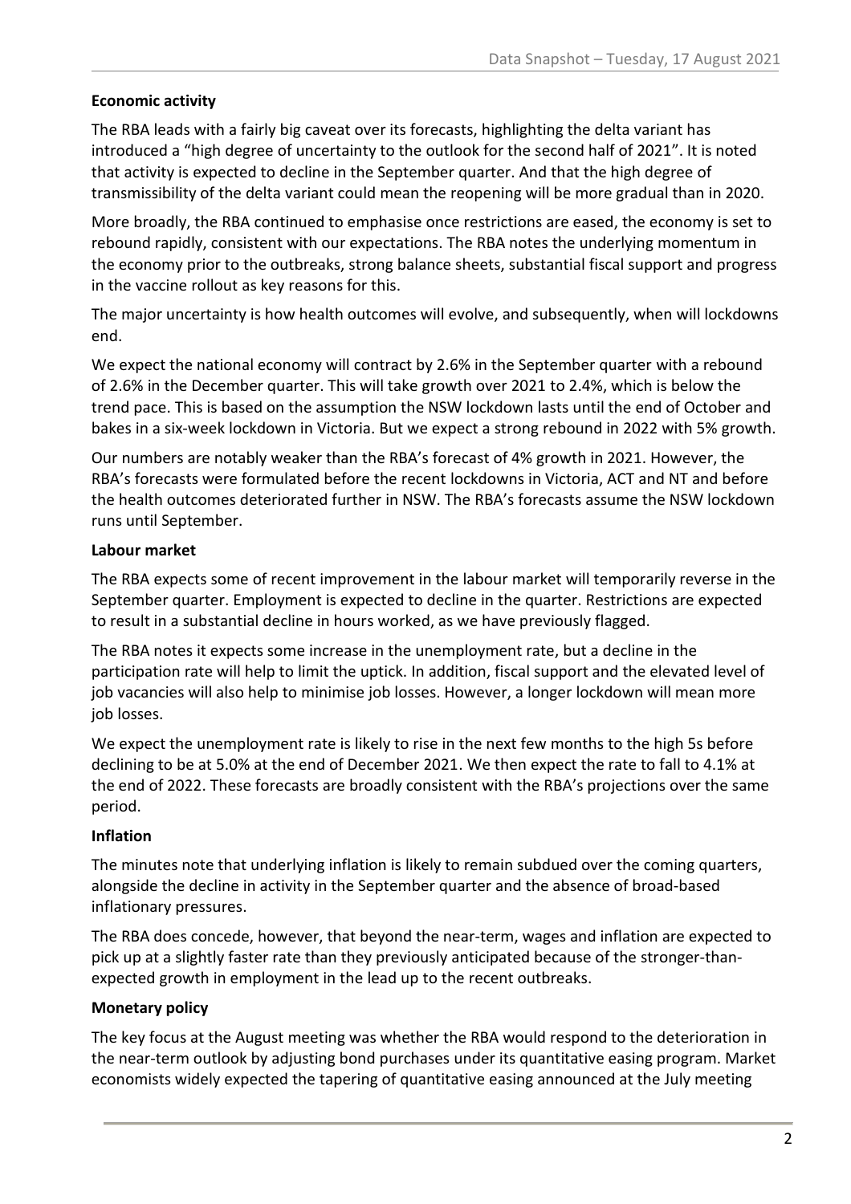**Economic activity**

The RBA leads with a fairly big caveat over its forecasts, highlighting the delta variant has introduced a "high degree of uncertainty to the outlook for the second half of 2021". It is noted that activity is expected to decline in the September quarter. And that the high degree of transmissibility of the delta variant could mean the reopening will be more gradual than in 2020.

More broadly, the RBA continued to emphasise once restrictions are eased, the economy is set to rebound rapidly, consistent with our expectations. The RBA notes the underlying momentum in the economy prior to the outbreaks, strong balance sheets, substantial fiscal support and progress in the vaccine rollout as key reasons for this.

The major uncertainty is how health outcomes will evolve, and subsequently, when will lockdowns end.

We expect the national economy will contract by 2.6% in the September quarter with a rebound of 2.6% in the December quarter. This will take growth over 2021 to 2.4%, which is below the trend pace. This is based on the assumption the NSW lockdown lasts until the end of October and bakes in a six-week lockdown in Victoria. But we expect a strong rebound in 2022 with 5% growth.

Our numbers are notably weaker than the RBA's forecast of 4% growth in 2021. However, the RBA's forecasts were formulated before the recent lockdowns in Victoria, ACT and NT and before the health outcomes deteriorated further in NSW. The RBA's forecasts assume the NSW lockdown runs until September.

**Labour market**

The RBA expects some of recent improvement in the labour market will temporarily reverse in the September quarter. Employment is expected to decline in the quarter. Restrictions are expected to result in a substantial decline in hours worked, as we have previously flagged.

The RBA notes it expects some increase in the unemployment rate, but a decline in the participation rate will help to limit the uptick. In addition, fiscal support and the elevated level of job vacancies will also help to minimise job losses. However, a longer lockdown will mean more job losses.

We expect the unemployment rate is likely to rise in the next few months to the high 5s before declining to be at 5.0% at the end of December 2021. We then expect the rate to fall to 4.1% at the end of 2022. These forecasts are broadly consistent with the RBA's projections over the same period.

**Inflation**

The minutes note that underlying inflation is likely to remain subdued over the coming quarters, alongside the decline in activity in the September quarter and the absence of broad-based inflationary pressures.

The RBA does concede, however, that beyond the near-term, wages and inflation are expected to pick up at a slightly faster rate than they previously anticipated because of the stronger-than-expected growth in employment in the lead up to the recent outbreaks.

**Monetary policy**

The key focus at the August meeting was whether the RBA would respond to the deterioration in the near-term outlook by adjusting bond purchases under its quantitative easing program. Market economists widely expected the tapering of quantitative easing announced at the July meeting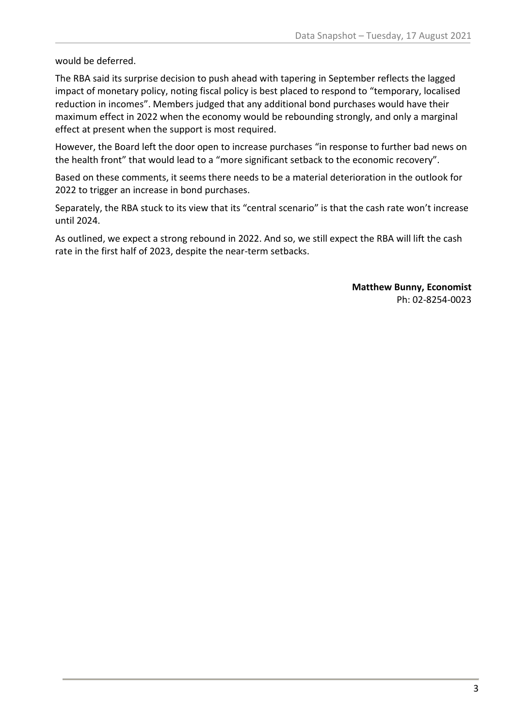would be deferred.

The RBA said its surprise decision to push ahead with tapering in September reflects the lagged impact of monetary policy, noting fiscal policy is best placed to respond to "temporary, localised reduction in incomes". Members judged that any additional bond purchases would have their maximum effect in 2022 when the economy would be rebounding strongly, and only a marginal effect at present when the support is most required.

However, the Board left the door open to increase purchases "in response to further bad news on the health front" that would lead to a "more significant setback to the economic recovery".

Based on these comments, it seems there needs to be a material deterioration in the outlook for 2022 to trigger an increase in bond purchases.

Separately, the RBA stuck to its view that its "central scenario" is that the cash rate won't increase until 2024.

As outlined, we expect a strong rebound in 2022. And so, we still expect the RBA will lift the cash rate in the first half of 2023, despite the near-term setbacks.

**Matthew Bunny, Economist**
Ph: 02-8254-0023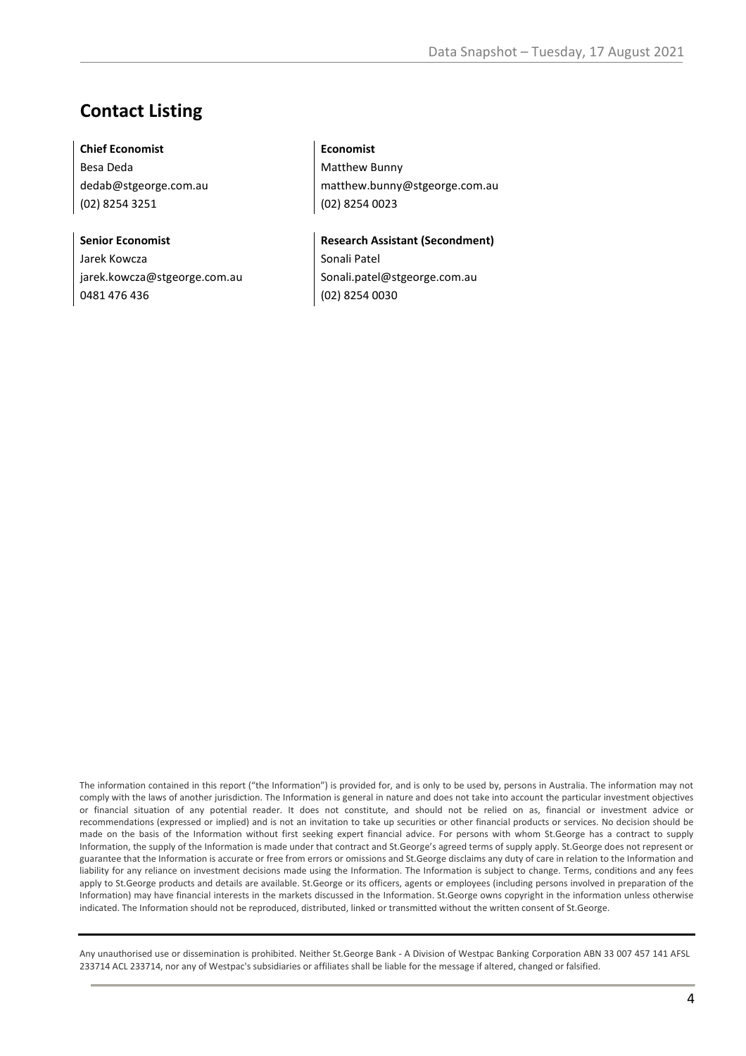## Contact Listing

**Chief Economist**
Besa Deda
dedab@stgeorge.com.au
(02) 8254 3251

**Senior Economist**
Jarek Kowcza
jarek.kowcza@stgeorge.com.au
0481 476 436

**Economist**
Matthew Bunny
matthew.bunny@stgeorge.com.au
(02) 8254 0023

**Research Assistant (Secondment)**
Sonali Patel
Sonali.patel@stgeorge.com.au
(02) 8254 0030

The information contained in this report ("the Information") is provided for, and is only to be used by, persons in Australia. The information may not comply with the laws of another jurisdiction. The Information is general in nature and does not take into account the particular investment objectives or financial situation of any potential reader. It does not constitute, and should not be relied on as, financial or investment advice or recommendations (expressed or implied) and is not an invitation to take up securities or other financial products or services. No decision should be made on the basis of the Information without first seeking expert financial advice. For persons with whom St.George has a contract to supply Information, the supply of the Information is made under that contract and St.George's agreed terms of supply apply. St.George does not represent or guarantee that the Information is accurate or free from errors or omissions and St.George disclaims any duty of care in relation to the Information and liability for any reliance on investment decisions made using the Information. The Information is subject to change. Terms, conditions and any fees apply to St.George products and details are available. St.George or its officers, agents or employees (including persons involved in preparation of the Information) may have financial interests in the markets discussed in the Information. St.George owns copyright in the information unless otherwise indicated. The Information should not be reproduced, distributed, linked or transmitted without the written consent of St.George.

Any unauthorised use or dissemination is prohibited. Neither St.George Bank - A Division of Westpac Banking Corporation ABN 33 007 457 141 AFSL 233714 ACL 233714, nor any of Westpac's subsidiaries or affiliates shall be liable for the message if altered, changed or falsified.